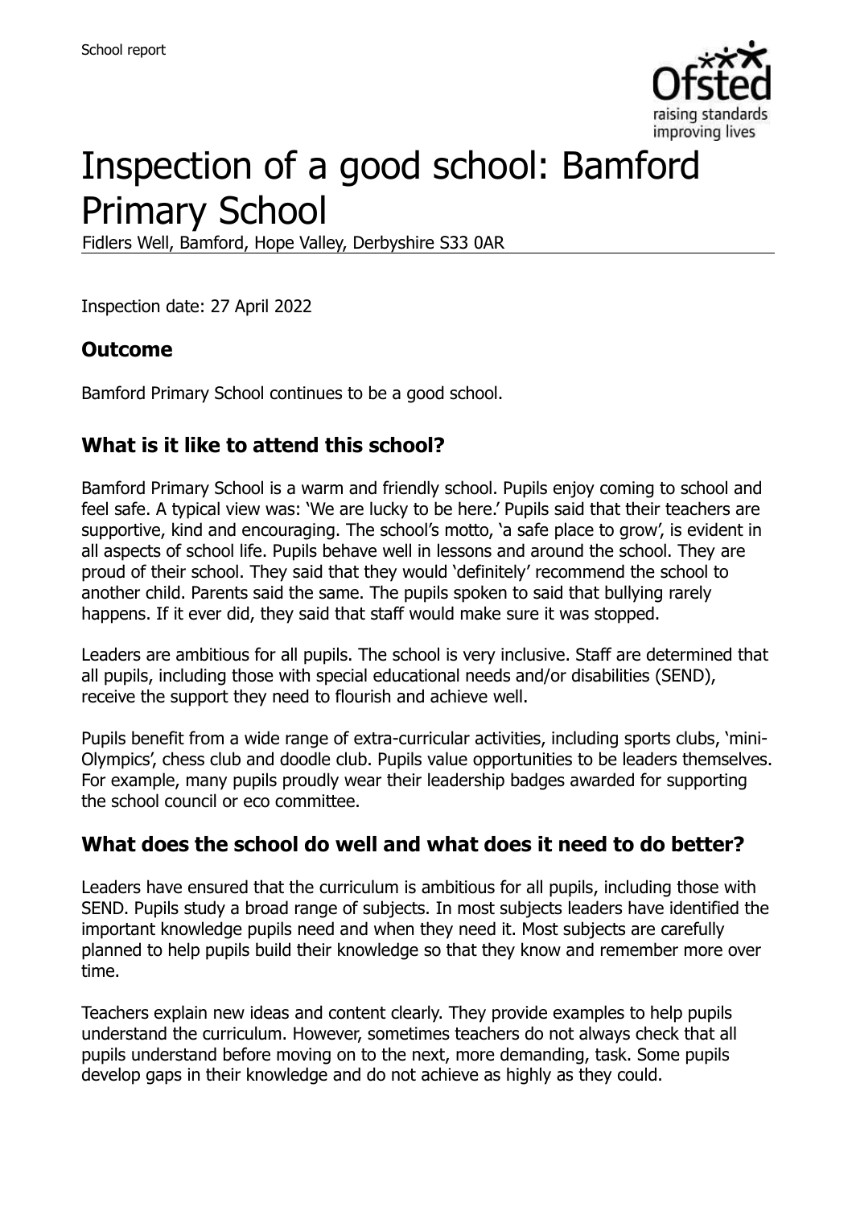# Inspection of a good school: Bamford Primary School

Fidlers Well, Bamford, Hope Valley, Derbyshire S33 0AR

Inspection date: 27 April 2022

## Outcome

Bamford Primary School continues to be a good school.

## What is it like to attend this school?

Bamford Primary School is a warm and friendly school. Pupils enjoy coming to school and feel safe. A typical view was: 'We are lucky to be here.' Pupils said that their teachers are supportive, kind and encouraging. The school's motto, 'a safe place to grow', is evident in all aspects of school life. Pupils behave well in lessons and around the school. They are proud of their school. They said that they would 'definitely' recommend the school to another child. Parents said the same. The pupils spoken to said that bullying rarely happens. If it ever did, they said that staff would make sure it was stopped.

Leaders are ambitious for all pupils. The school is very inclusive. Staff are determined that all pupils, including those with special educational needs and/or disabilities (SEND), receive the support they need to flourish and achieve well.

Pupils benefit from a wide range of extra-curricular activities, including sports clubs, 'mini-Olympics', chess club and doodle club. Pupils value opportunities to be leaders themselves. For example, many pupils proudly wear their leadership badges awarded for supporting the school council or eco committee.

## What does the school do well and what does it need to do better?

Leaders have ensured that the curriculum is ambitious for all pupils, including those with SEND. Pupils study a broad range of subjects. In most subjects leaders have identified the important knowledge pupils need and when they need it. Most subjects are carefully planned to help pupils build their knowledge so that they know and remember more over time.

Teachers explain new ideas and content clearly. They provide examples to help pupils understand the curriculum. However, sometimes teachers do not always check that all pupils understand before moving on to the next, more demanding, task. Some pupils develop gaps in their knowledge and do not achieve as highly as they could.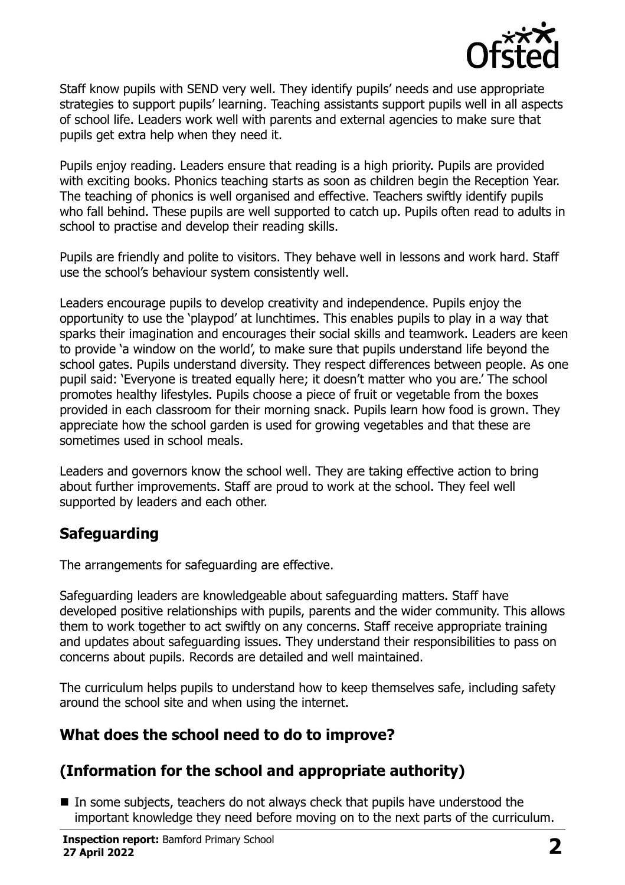Staff know pupils with SEND very well. They identify pupils' needs and use appropriate strategies to support pupils' learning. Teaching assistants support pupils well in all aspects of school life. Leaders work well with parents and external agencies to make sure that pupils get extra help when they need it.

Pupils enjoy reading. Leaders ensure that reading is a high priority. Pupils are provided with exciting books. Phonics teaching starts as soon as children begin the Reception Year. The teaching of phonics is well organised and effective. Teachers swiftly identify pupils who fall behind. These pupils are well supported to catch up. Pupils often read to adults in school to practise and develop their reading skills.

Pupils are friendly and polite to visitors. They behave well in lessons and work hard. Staff use the school's behaviour system consistently well.

Leaders encourage pupils to develop creativity and independence. Pupils enjoy the opportunity to use the 'playpod' at lunchtimes. This enables pupils to play in a way that sparks their imagination and encourages their social skills and teamwork. Leaders are keen to provide 'a window on the world', to make sure that pupils understand life beyond the school gates. Pupils understand diversity. They respect differences between people. As one pupil said: 'Everyone is treated equally here; it doesn't matter who you are.' The school promotes healthy lifestyles. Pupils choose a piece of fruit or vegetable from the boxes provided in each classroom for their morning snack. Pupils learn how food is grown. They appreciate how the school garden is used for growing vegetables and that these are sometimes used in school meals.

Leaders and governors know the school well. They are taking effective action to bring about further improvements. Staff are proud to work at the school. They feel well supported by leaders and each other.

## Safeguarding

The arrangements for safeguarding are effective.

Safeguarding leaders are knowledgeable about safeguarding matters. Staff have developed positive relationships with pupils, parents and the wider community. This allows them to work together to act swiftly on any concerns. Staff receive appropriate training and updates about safeguarding issues. They understand their responsibilities to pass on concerns about pupils. Records are detailed and well maintained.

The curriculum helps pupils to understand how to keep themselves safe, including safety around the school site and when using the internet.

## What does the school need to do to improve?

## (Information for the school and appropriate authority)

- In some subjects, teachers do not always check that pupils have understood the important knowledge they need before moving on to the next parts of the curriculum.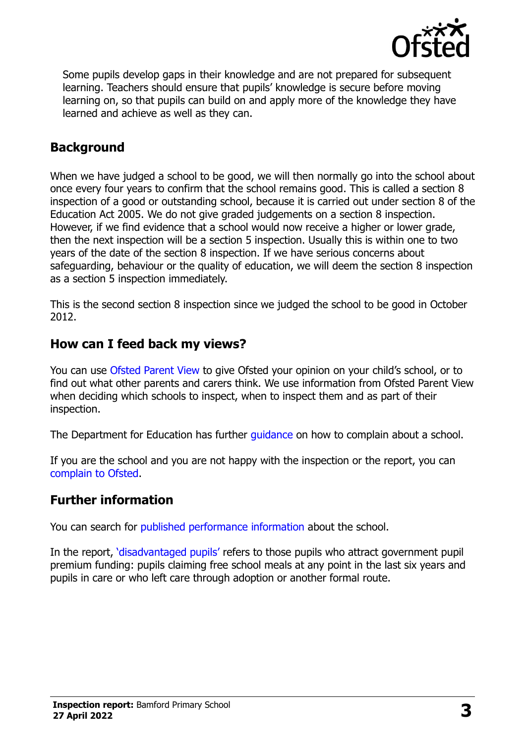Some pupils develop gaps in their knowledge and are not prepared for subsequent learning. Teachers should ensure that pupils' knowledge is secure before moving learning on, so that pupils can build on and apply more of the knowledge they have learned and achieve as well as they can.

## Background

When we have judged a school to be good, we will then normally go into the school about once every four years to confirm that the school remains good. This is called a section 8 inspection of a good or outstanding school, because it is carried out under section 8 of the Education Act 2005. We do not give graded judgements on a section 8 inspection. However, if we find evidence that a school would now receive a higher or lower grade, then the next inspection will be a section 5 inspection. Usually this is within one to two years of the date of the section 8 inspection. If we have serious concerns about safeguarding, behaviour or the quality of education, we will deem the section 8 inspection as a section 5 inspection immediately.

This is the second section 8 inspection since we judged the school to be good in October 2012.

## How can I feed back my views?

You can use Ofsted Parent View to give Ofsted your opinion on your child's school, or to find out what other parents and carers think. We use information from Ofsted Parent View when deciding which schools to inspect, when to inspect them and as part of their inspection.

The Department for Education has further guidance on how to complain about a school.

If you are the school and you are not happy with the inspection or the report, you can complain to Ofsted.

## Further information

You can search for published performance information about the school.

In the report, 'disadvantaged pupils' refers to those pupils who attract government pupil premium funding: pupils claiming free school meals at any point in the last six years and pupils in care or who left care through adoption or another formal route.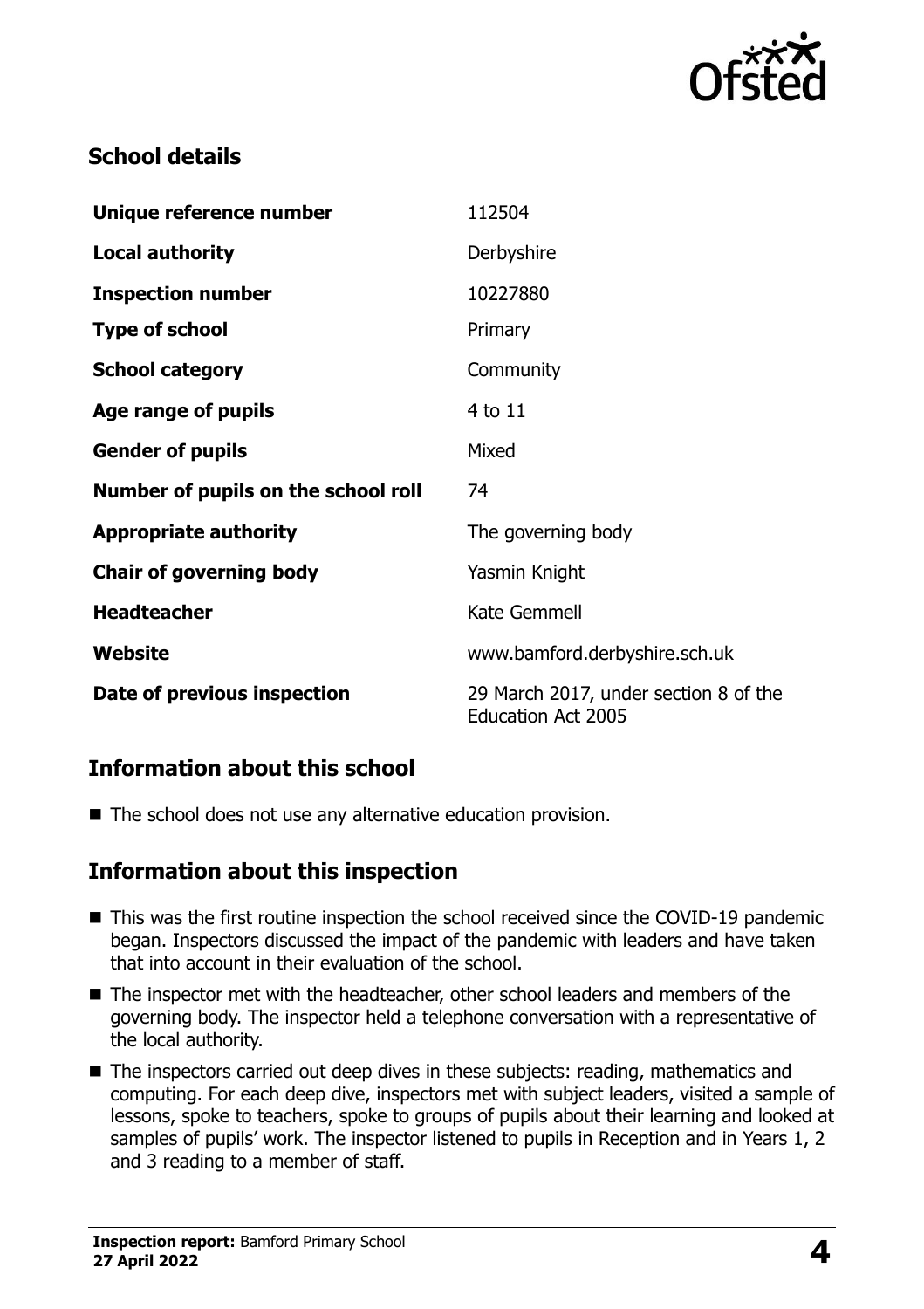## School details

| | |
|---|---|
| **Unique reference number** | 112504 |
| **Local authority** | Derbyshire |
| **Inspection number** | 10227880 |
| **Type of school** | Primary |
| **School category** | Community |
| **Age range of pupils** | 4 to 11 |
| **Gender of pupils** | Mixed |
| **Number of pupils on the school roll** | 74 |
| **Appropriate authority** | The governing body |
| **Chair of governing body** | Yasmin Knight |
| **Headteacher** | Kate Gemmell |
| **Website** | www.bamford.derbyshire.sch.uk |
| **Date of previous inspection** | 29 March 2017, under section 8 of the Education Act 2005 |

## Information about this school

- The school does not use any alternative education provision.

## Information about this inspection

- This was the first routine inspection the school received since the COVID-19 pandemic began. Inspectors discussed the impact of the pandemic with leaders and have taken that into account in their evaluation of the school.
- The inspector met with the headteacher, other school leaders and members of the governing body. The inspector held a telephone conversation with a representative of the local authority.
- The inspectors carried out deep dives in these subjects: reading, mathematics and computing. For each deep dive, inspectors met with subject leaders, visited a sample of lessons, spoke to teachers, spoke to groups of pupils about their learning and looked at samples of pupils' work. The inspector listened to pupils in Reception and in Years 1, 2 and 3 reading to a member of staff.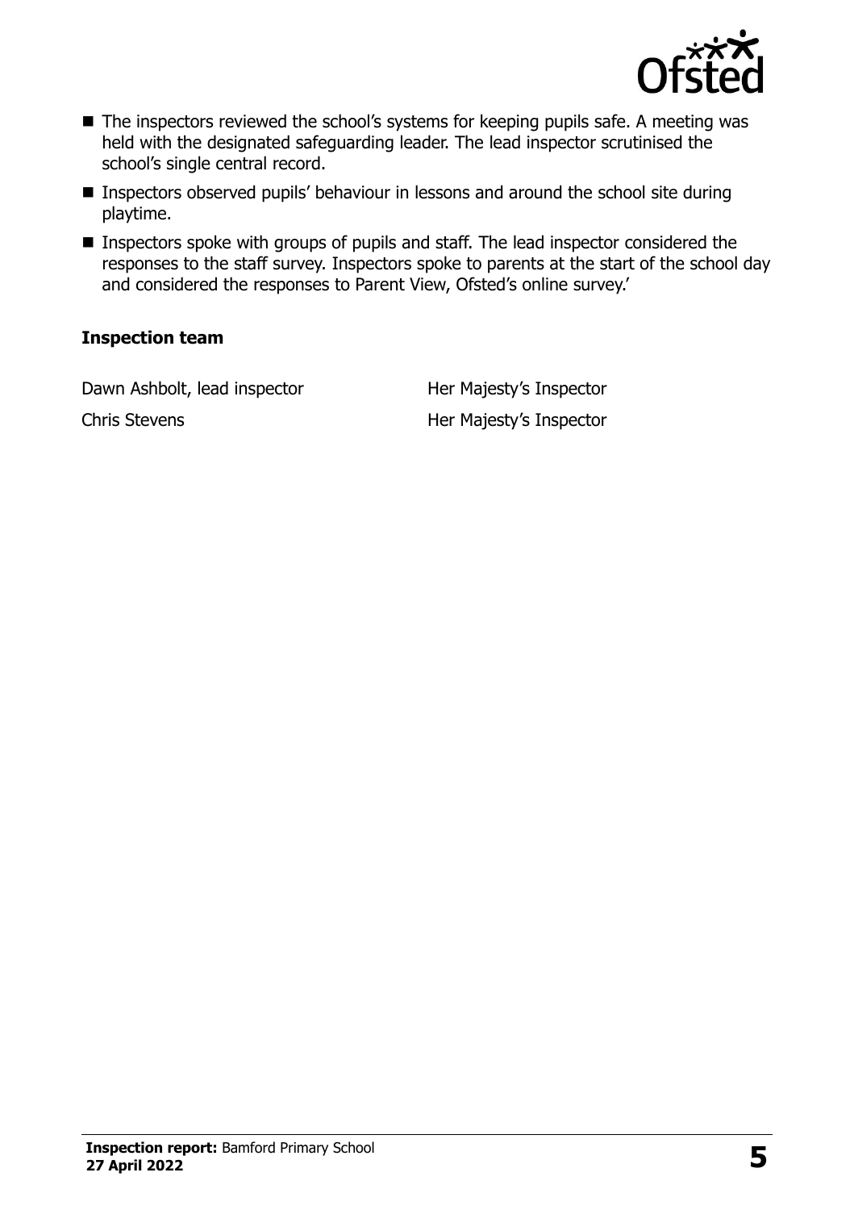- The inspectors reviewed the school's systems for keeping pupils safe. A meeting was held with the designated safeguarding leader. The lead inspector scrutinised the school's single central record.
- Inspectors observed pupils' behaviour in lessons and around the school site during playtime.
- Inspectors spoke with groups of pupils and staff. The lead inspector considered the responses to the staff survey. Inspectors spoke to parents at the start of the school day and considered the responses to Parent View, Ofsted's online survey.'

### Inspection team

| | |
|---|---|
| Dawn Ashbolt, lead inspector | Her Majesty's Inspector |
| Chris Stevens | Her Majesty's Inspector |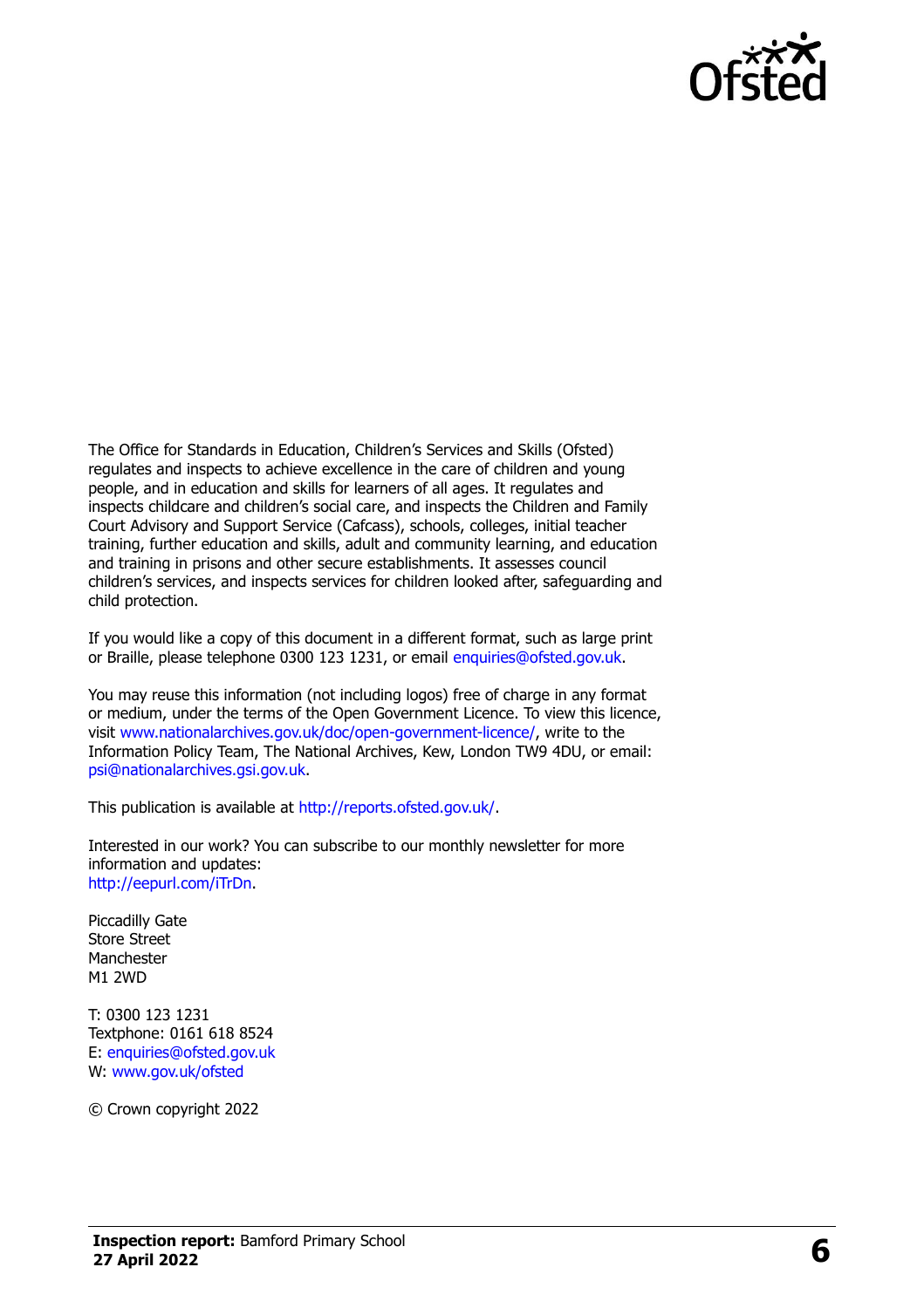The Office for Standards in Education, Children's Services and Skills (Ofsted) regulates and inspects to achieve excellence in the care of children and young people, and in education and skills for learners of all ages. It regulates and inspects childcare and children's social care, and inspects the Children and Family Court Advisory and Support Service (Cafcass), schools, colleges, initial teacher training, further education and skills, adult and community learning, and education and training in prisons and other secure establishments. It assesses council children's services, and inspects services for children looked after, safeguarding and child protection.

If you would like a copy of this document in a different format, such as large print or Braille, please telephone 0300 123 1231, or email enquiries@ofsted.gov.uk.

You may reuse this information (not including logos) free of charge in any format or medium, under the terms of the Open Government Licence. To view this licence, visit www.nationalarchives.gov.uk/doc/open-government-licence/, write to the Information Policy Team, The National Archives, Kew, London TW9 4DU, or email: psi@nationalarchives.gsi.gov.uk.

This publication is available at http://reports.ofsted.gov.uk/.

Interested in our work? You can subscribe to our monthly newsletter for more information and updates:
http://eepurl.com/iTrDn.

Piccadilly Gate
Store Street
Manchester
M1 2WD

T: 0300 123 1231
Textphone: 0161 618 8524
E: enquiries@ofsted.gov.uk
W: www.gov.uk/ofsted

© Crown copyright 2022